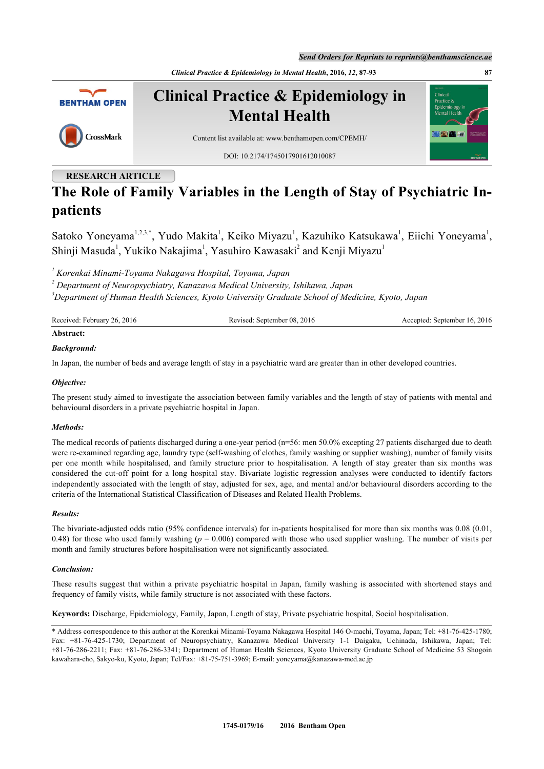RESEARCH ARTICLE

# The Role of Family Variables in the Length of Stay of Psychiatric In-patients

Satoko Yoneyama[1,2,3,*], Yudo Makita[1], Keiko Miyazu[1], Kazuhiko Katsukawa[1], Eiichi Yoneyama[1], Shinji Masuda[1], Yukiko Nakajima[1], Yasuhiro Kawasaki[2] and Kenji Miyazu[1]

*[1] Korenkai Minami-Toyama Nakagawa Hospital, Toyama, Japan*
*[2] Department of Neuropsychiatry, Kanazawa Medical University, Ishikawa, Japan*
*[3] Department of Human Health Sciences, Kyoto University Graduate School of Medicine, Kyoto, Japan*

Received: February 26, 2016 | Revised: September 08, 2016 | Accepted: September 16, 2016

## Abstract:

### *Background:*

In Japan, the number of beds and average length of stay in a psychiatric ward are greater than in other developed countries.

### *Objective:*

The present study aimed to investigate the association between family variables and the length of stay of patients with mental and behavioural disorders in a private psychiatric hospital in Japan.

### *Methods:*

The medical records of patients discharged during a one-year period (n=56: men 50.0% excepting 27 patients discharged due to death were re-examined regarding age, laundry type (self-washing of clothes, family washing or supplier washing), number of family visits per one month while hospitalised, and family structure prior to hospitalisation. A length of stay greater than six months was considered the cut-off point for a long hospital stay. Bivariate logistic regression analyses were conducted to identify factors independently associated with the length of stay, adjusted for sex, age, and mental and/or behavioural disorders according to the criteria of the International Statistical Classification of Diseases and Related Health Problems.

### *Results:*

The bivariate-adjusted odds ratio (95% confidence intervals) for in-patients hospitalised for more than six months was 0.08 (0.01, 0.48) for those who used family washing (*p* = 0.006) compared with those who used supplier washing. The number of visits per month and family structures before hospitalisation were not significantly associated.

### *Conclusion:*

These results suggest that within a private psychiatric hospital in Japan, family washing is associated with shortened stays and frequency of family visits, while family structure is not associated with these factors.

**Keywords:** Discharge, Epidemiology, Family, Japan, Length of stay, Private psychiatric hospital, Social hospitalisation.

\* Address correspondence to this author at the Korenkai Minami-Toyama Nakagawa Hospital 146 O-machi, Toyama, Japan; Tel: +81-76-425-1780; Fax: +81-76-425-1730; Department of Neuropsychiatry, Kanazawa Medical University 1-1 Daigaku, Uchinada, Ishikawa, Japan; Tel: +81-76-286-2211; Fax: +81-76-286-3341; Department of Human Health Sciences, Kyoto University Graduate School of Medicine 53 Shogoin kawahara-cho, Sakyo-ku, Kyoto, Japan; Tel/Fax: +81-75-751-3969; E-mail: yoneyama@kanazawa-med.ac.jp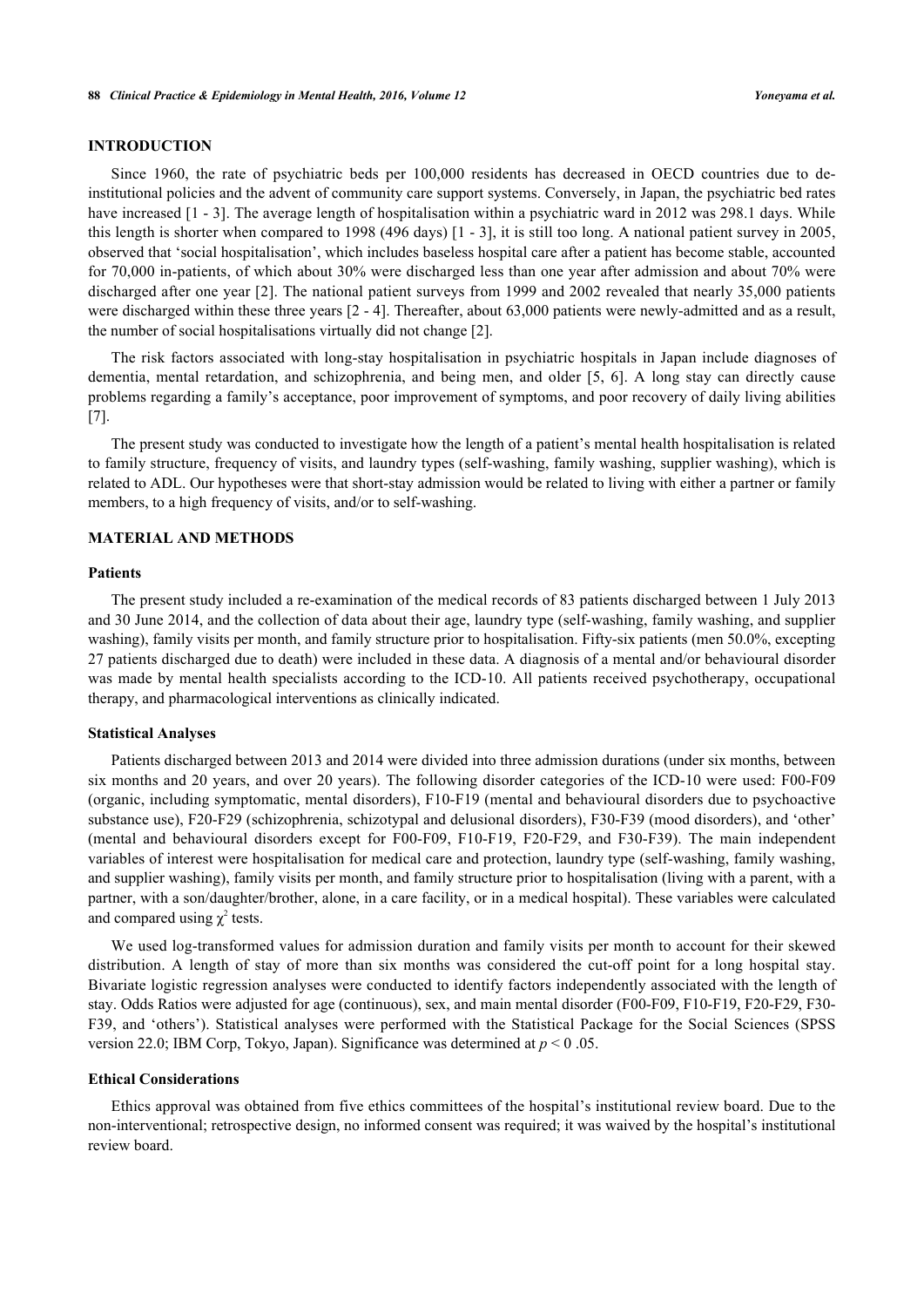## INTRODUCTION

Since 1960, the rate of psychiatric beds per 100,000 residents has decreased in OECD countries due to de-institutional policies and the advent of community care support systems. Conversely, in Japan, the psychiatric bed rates have increased [1 - 3]. The average length of hospitalisation within a psychiatric ward in 2012 was 298.1 days. While this length is shorter when compared to 1998 (496 days) [1 - 3], it is still too long. A national patient survey in 2005, observed that 'social hospitalisation', which includes baseless hospital care after a patient has become stable, accounted for 70,000 in-patients, of which about 30% were discharged less than one year after admission and about 70% were discharged after one year [2]. The national patient surveys from 1999 and 2002 revealed that nearly 35,000 patients were discharged within these three years [2 - 4]. Thereafter, about 63,000 patients were newly-admitted and as a result, the number of social hospitalisations virtually did not change [2].

The risk factors associated with long-stay hospitalisation in psychiatric hospitals in Japan include diagnoses of dementia, mental retardation, and schizophrenia, and being men, and older [5, 6]. A long stay can directly cause problems regarding a family's acceptance, poor improvement of symptoms, and poor recovery of daily living abilities [7].

The present study was conducted to investigate how the length of a patient's mental health hospitalisation is related to family structure, frequency of visits, and laundry types (self-washing, family washing, supplier washing), which is related to ADL. Our hypotheses were that short-stay admission would be related to living with either a partner or family members, to a high frequency of visits, and/or to self-washing.

## MATERIAL AND METHODS

### Patients

The present study included a re-examination of the medical records of 83 patients discharged between 1 July 2013 and 30 June 2014, and the collection of data about their age, laundry type (self-washing, family washing, and supplier washing), family visits per month, and family structure prior to hospitalisation. Fifty-six patients (men 50.0%, excepting 27 patients discharged due to death) were included in these data. A diagnosis of a mental and/or behavioural disorder was made by mental health specialists according to the ICD-10. All patients received psychotherapy, occupational therapy, and pharmacological interventions as clinically indicated.

### Statistical Analyses

Patients discharged between 2013 and 2014 were divided into three admission durations (under six months, between six months and 20 years, and over 20 years). The following disorder categories of the ICD-10 were used: F00-F09 (organic, including symptomatic, mental disorders), F10-F19 (mental and behavioural disorders due to psychoactive substance use), F20-F29 (schizophrenia, schizotypal and delusional disorders), F30-F39 (mood disorders), and 'other' (mental and behavioural disorders except for F00-F09, F10-F19, F20-F29, and F30-F39). The main independent variables of interest were hospitalisation for medical care and protection, laundry type (self-washing, family washing, and supplier washing), family visits per month, and family structure prior to hospitalisation (living with a parent, with a partner, with a son/daughter/brother, alone, in a care facility, or in a medical hospital). These variables were calculated and compared using $\chi^2$ tests.

We used log-transformed values for admission duration and family visits per month to account for their skewed distribution. A length of stay of more than six months was considered the cut-off point for a long hospital stay. Bivariate logistic regression analyses were conducted to identify factors independently associated with the length of stay. Odds Ratios were adjusted for age (continuous), sex, and main mental disorder (F00-F09, F10-F19, F20-F29, F30-F39, and 'others'). Statistical analyses were performed with the Statistical Package for the Social Sciences (SPSS version 22.0; IBM Corp, Tokyo, Japan). Significance was determined at $p < 0 .05$.

### Ethical Considerations

Ethics approval was obtained from five ethics committees of the hospital's institutional review board. Due to the non-interventional; retrospective design, no informed consent was required; it was waived by the hospital's institutional review board.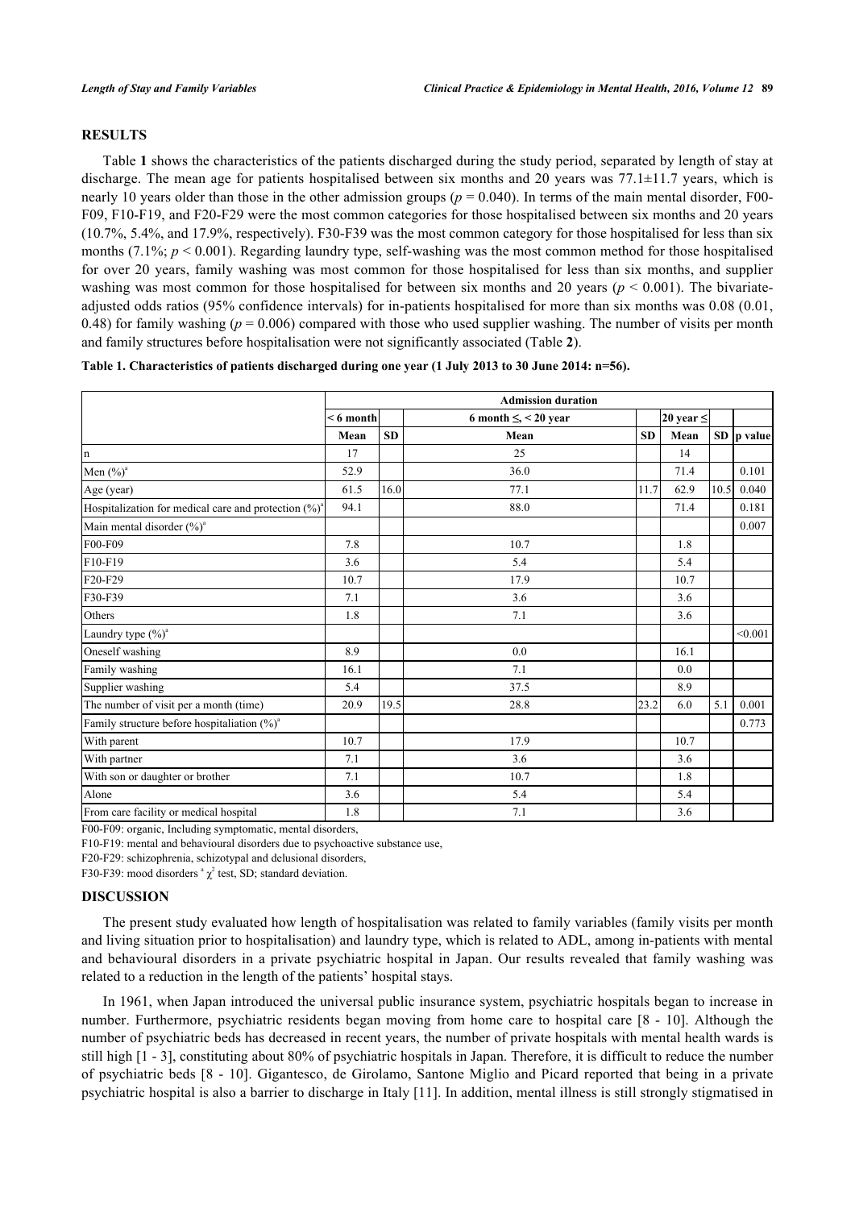## RESULTS

Table **1** shows the characteristics of the patients discharged during the study period, separated by length of stay at discharge. The mean age for patients hospitalised between six months and 20 years was 77.1±11.7 years, which is nearly 10 years older than those in the other admission groups ($p = 0.040$). In terms of the main mental disorder, F00-F09, F10-F19, and F20-F29 were the most common categories for those hospitalised between six months and 20 years (10.7%, 5.4%, and 17.9%, respectively). F30-F39 was the most common category for those hospitalised for less than six months (7.1%; $p < 0.001$). Regarding laundry type, self-washing was the most common method for those hospitalised for over 20 years, family washing was most common for those hospitalised for less than six months, and supplier washing was most common for those hospitalised for between six months and 20 years ($p < 0.001$). The bivariate-adjusted odds ratios (95% confidence intervals) for in-patients hospitalised for more than six months was 0.08 (0.01, 0.48) for family washing ($p = 0.006$) compared with those who used supplier washing. The number of visits per month and family structures before hospitalisation were not significantly associated (Table **2**).

**Table 1. Characteristics of patients discharged during one year (1 July 2013 to 30 June 2014: n=56).**

| | Admission duration | | | | | | |
|---|---|---|---|---|---|---|---|
| | < 6 month | | 6 month ≤, < 20 year | | 20 year ≤ | | |
| | Mean | SD | Mean | SD | Mean | SD | p value |
| n | 17 | | 25 | | 14 | | |
| Men (%)[a] | 52.9 | | 36.0 | | 71.4 | | 0.101 |
| Age (year) | 61.5 | 16.0 | 77.1 | 11.7 | 62.9 | 10.5 | 0.040 |
| Hospitalization for medical care and protection (%)[a] | 94.1 | | 88.0 | | 71.4 | | 0.181 |
| Main mental disorder (%)[a] | | | | | | | 0.007 |
| F00-F09 | 7.8 | | 10.7 | | 1.8 | | |
| F10-F19 | 3.6 | | 5.4 | | 5.4 | | |
| F20-F29 | 10.7 | | 17.9 | | 10.7 | | |
| F30-F39 | 7.1 | | 3.6 | | 3.6 | | |
| Others | 1.8 | | 7.1 | | 3.6 | | |
| Laundry type (%)[a] | | | | | | | <0.001 |
| Oneself washing | 8.9 | | 0.0 | | 16.1 | | |
| Family washing | 16.1 | | 7.1 | | 0.0 | | |
| Supplier washing | 5.4 | | 37.5 | | 8.9 | | |
| The number of visit per a month (time) | 20.9 | 19.5 | 28.8 | 23.2 | 6.0 | 5.1 | 0.001 |
| Family structure before hospitaliation (%)[a] | | | | | | | 0.773 |
| With parent | 10.7 | | 17.9 | | 10.7 | | |
| With partner | 7.1 | | 3.6 | | 3.6 | | |
| With son or daughter or brother | 7.1 | | 10.7 | | 1.8 | | |
| Alone | 3.6 | | 5.4 | | 5.4 | | |
| From care facility or medical hospital | 1.8 | | 7.1 | | 3.6 | | |

F00-F09: organic, Including symptomatic, mental disorders,

F10-F19: mental and behavioural disorders due to psychoactive substance use,

F20-F29: schizophrenia, schizotypal and delusional disorders,

F30-F39: mood disorders [a] $\chi^2$ test, SD; standard deviation.

## DISCUSSION

The present study evaluated how length of hospitalisation was related to family variables (family visits per month and living situation prior to hospitalisation) and laundry type, which is related to ADL, among in-patients with mental and behavioural disorders in a private psychiatric hospital in Japan. Our results revealed that family washing was related to a reduction in the length of the patients' hospital stays.

In 1961, when Japan introduced the universal public insurance system, psychiatric hospitals began to increase in number. Furthermore, psychiatric residents began moving from home care to hospital care [8 - 10]. Although the number of psychiatric beds has decreased in recent years, the number of private hospitals with mental health wards is still high [1 - 3], constituting about 80% of psychiatric hospitals in Japan. Therefore, it is difficult to reduce the number of psychiatric beds [8 - 10]. Gigantesco, de Girolamo, Santone Miglio and Picard reported that being in a private psychiatric hospital is also a barrier to discharge in Italy [11]. In addition, mental illness is still strongly stigmatised in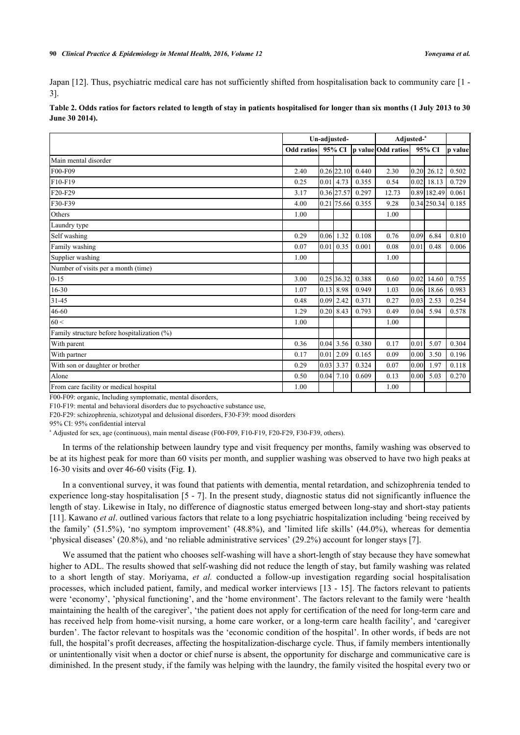Japan [12]. Thus, psychiatric medical care has not sufficiently shifted from hospitalisation back to community care [1 - 3].

**Table 2. Odds ratios for factors related to length of stay in patients hospitalised for longer than six months (1 July 2013 to 30 June 30 2014).**

| | Un-adjusted- | | | | Adjusted-[a] | | | |
|---|---|---|---|---|---|---|---|---|
| | Odd ratios | 95% CI | | p value | Odd ratios | 95% CI | | p value |
| Main mental disorder | | | | | | | | |
| F00-F09 | 2.40 | 0.26 | 22.10 | 0.440 | 2.30 | 0.20 | 26.12 | 0.502 |
| F10-F19 | 0.25 | 0.01 | 4.73 | 0.355 | 0.54 | 0.02 | 18.13 | 0.729 |
| F20-F29 | 3.17 | 0.36 | 27.57 | 0.297 | 12.73 | 0.89 | 182.49 | 0.061 |
| F30-F39 | 4.00 | 0.21 | 75.66 | 0.355 | 9.28 | 0.34 | 250.34 | 0.185 |
| Others | 1.00 | | | | 1.00 | | | |
| Laundry type | | | | | | | | |
| Self washing | 0.29 | 0.06 | 1.32 | 0.108 | 0.76 | 0.09 | 6.84 | 0.810 |
| Family washing | 0.07 | 0.01 | 0.35 | 0.001 | 0.08 | 0.01 | 0.48 | 0.006 |
| Supplier washing | 1.00 | | | | 1.00 | | | |
| Number of visits per a month (time) | | | | | | | | |
| 0-15 | 3.00 | 0.25 | 36.32 | 0.388 | 0.60 | 0.02 | 14.60 | 0.755 |
| 16-30 | 1.07 | 0.13 | 8.98 | 0.949 | 1.03 | 0.06 | 18.66 | 0.983 |
| 31-45 | 0.48 | 0.09 | 2.42 | 0.371 | 0.27 | 0.03 | 2.53 | 0.254 |
| 46-60 | 1.29 | 0.20 | 8.43 | 0.793 | 0.49 | 0.04 | 5.94 | 0.578 |
| 60 < | 1.00 | | | | 1.00 | | | |
| Family structure before hospitalization (%) | | | | | | | | |
| With parent | 0.36 | 0.04 | 3.56 | 0.380 | 0.17 | 0.01 | 5.07 | 0.304 |
| With partner | 0.17 | 0.01 | 2.09 | 0.165 | 0.09 | 0.00 | 3.50 | 0.196 |
| With son or daughter or brother | 0.29 | 0.03 | 3.37 | 0.324 | 0.07 | 0.00 | 1.97 | 0.118 |
| Alone | 0.50 | 0.04 | 7.10 | 0.609 | 0.13 | 0.00 | 5.03 | 0.270 |
| From care facility or medical hospital | 1.00 | | | | 1.00 | | | |

F00-F09: organic, Including symptomatic, mental disorders,

F10-F19: mental and behavioral disorders due to psychoactive substance use,

F20-F29: schizophrenia, schizotypal and delusional disorders, F30-F39: mood disorders

95% CI: 95% confidential interval

[a] Adjusted for sex, age (continuous), main mental disease (F00-F09, F10-F19, F20-F29, F30-F39, others).

In terms of the relationship between laundry type and visit frequency per months, family washing was observed to be at its highest peak for more than 60 visits per month, and supplier washing was observed to have two high peaks at 16-30 visits and over 46-60 visits (Fig. **1**).

In a conventional survey, it was found that patients with dementia, mental retardation, and schizophrenia tended to experience long-stay hospitalisation [5 - 7]. In the present study, diagnostic status did not significantly influence the length of stay. Likewise in Italy, no difference of diagnostic status emerged between long-stay and short-stay patients [11]. Kawano *et al*. outlined various factors that relate to a long psychiatric hospitalization including 'being received by the family' (51.5%), 'no symptom improvement' (48.8%), and 'limited life skills' (44.0%), whereas for dementia 'physical diseases' (20.8%), and 'no reliable administrative services' (29.2%) account for longer stays [7].

We assumed that the patient who chooses self-washing will have a short-length of stay because they have somewhat higher to ADL. The results showed that self-washing did not reduce the length of stay, but family washing was related to a short length of stay. Moriyama, *et al.* conducted a follow-up investigation regarding social hospitalisation processes, which included patient, family, and medical worker interviews [13 - 15]. The factors relevant to patients were 'economy', 'physical functioning', and the 'home environment'. The factors relevant to the family were 'health maintaining the health of the caregiver', 'the patient does not apply for certification of the need for long-term care and has received help from home-visit nursing, a home care worker, or a long-term care health facility', and 'caregiver burden'. The factor relevant to hospitals was the 'economic condition of the hospital'. In other words, if beds are not full, the hospital's profit decreases, affecting the hospitalization-discharge cycle. Thus, if family members intentionally or unintentionally visit when a doctor or chief nurse is absent, the opportunity for discharge and communicative care is diminished. In the present study, if the family was helping with the laundry, the family visited the hospital every two or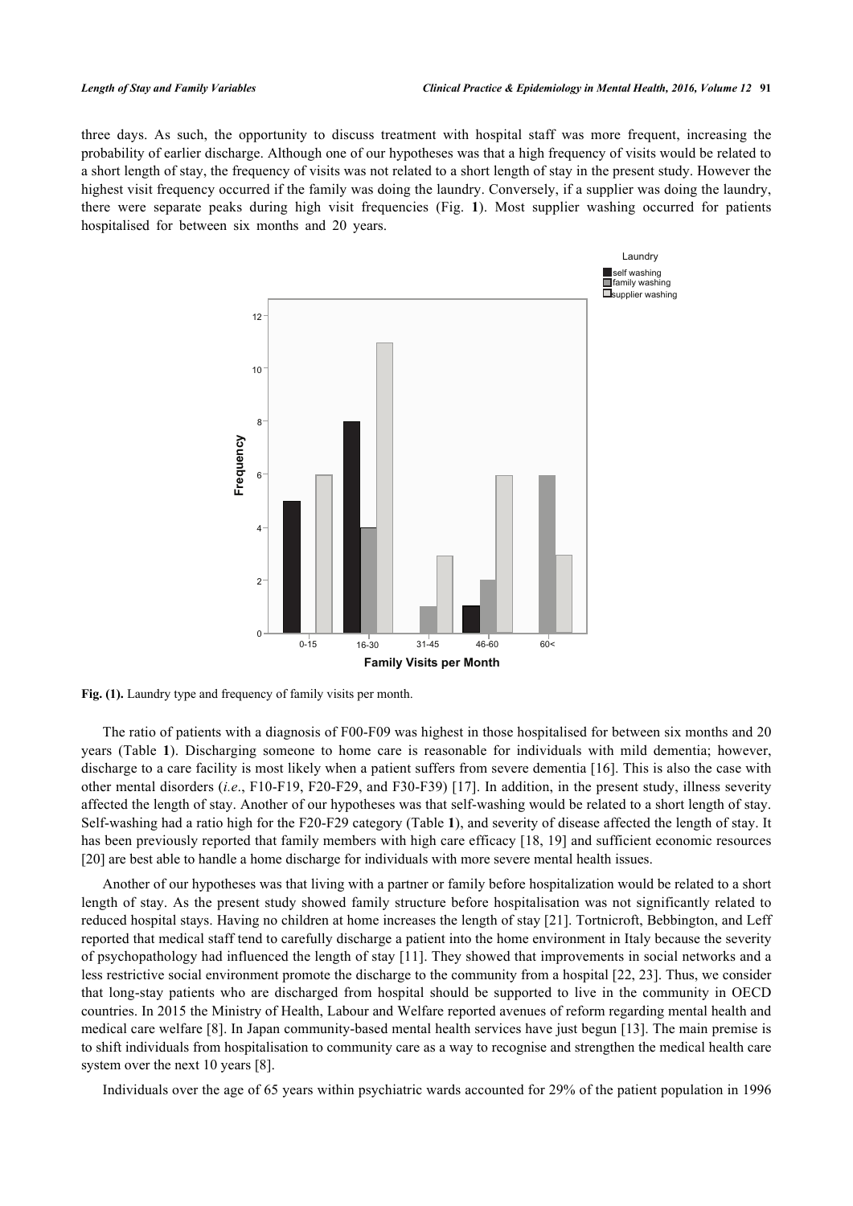three days. As such, the opportunity to discuss treatment with hospital staff was more frequent, increasing the probability of earlier discharge. Although one of our hypotheses was that a high frequency of visits would be related to a short length of stay, the frequency of visits was not related to a short length of stay in the present study. However the highest visit frequency occurred if the family was doing the laundry. Conversely, if a supplier was doing the laundry, there were separate peaks during high visit frequencies (Fig. **1**). Most supplier washing occurred for patients hospitalised for between six months and 20 years.

**Fig. (1).** Laundry type and frequency of family visits per month.

The ratio of patients with a diagnosis of F00-F09 was highest in those hospitalised for between six months and 20 years (Table **1**). Discharging someone to home care is reasonable for individuals with mild dementia; however, discharge to a care facility is most likely when a patient suffers from severe dementia [16]. This is also the case with other mental disorders (*i.e*., F10-F19, F20-F29, and F30-F39) [17]. In addition, in the present study, illness severity affected the length of stay. Another of our hypotheses was that self-washing would be related to a short length of stay. Self-washing had a ratio high for the F20-F29 category (Table **1**), and severity of disease affected the length of stay. It has been previously reported that family members with high care efficacy [18, 19] and sufficient economic resources [20] are best able to handle a home discharge for individuals with more severe mental health issues.

Another of our hypotheses was that living with a partner or family before hospitalization would be related to a short length of stay. As the present study showed family structure before hospitalisation was not significantly related to reduced hospital stays. Having no children at home increases the length of stay [21]. Tortnicroft, Bebbington, and Leff reported that medical staff tend to carefully discharge a patient into the home environment in Italy because the severity of psychopathology had influenced the length of stay [11]. They showed that improvements in social networks and a less restrictive social environment promote the discharge to the community from a hospital [22, 23]. Thus, we consider that long-stay patients who are discharged from hospital should be supported to live in the community in OECD countries. In 2015 the Ministry of Health, Labour and Welfare reported avenues of reform regarding mental health and medical care welfare [8]. In Japan community-based mental health services have just begun [13]. The main premise is to shift individuals from hospitalisation to community care as a way to recognise and strengthen the medical health care system over the next 10 years [8].

Individuals over the age of 65 years within psychiatric wards accounted for 29% of the patient population in 1996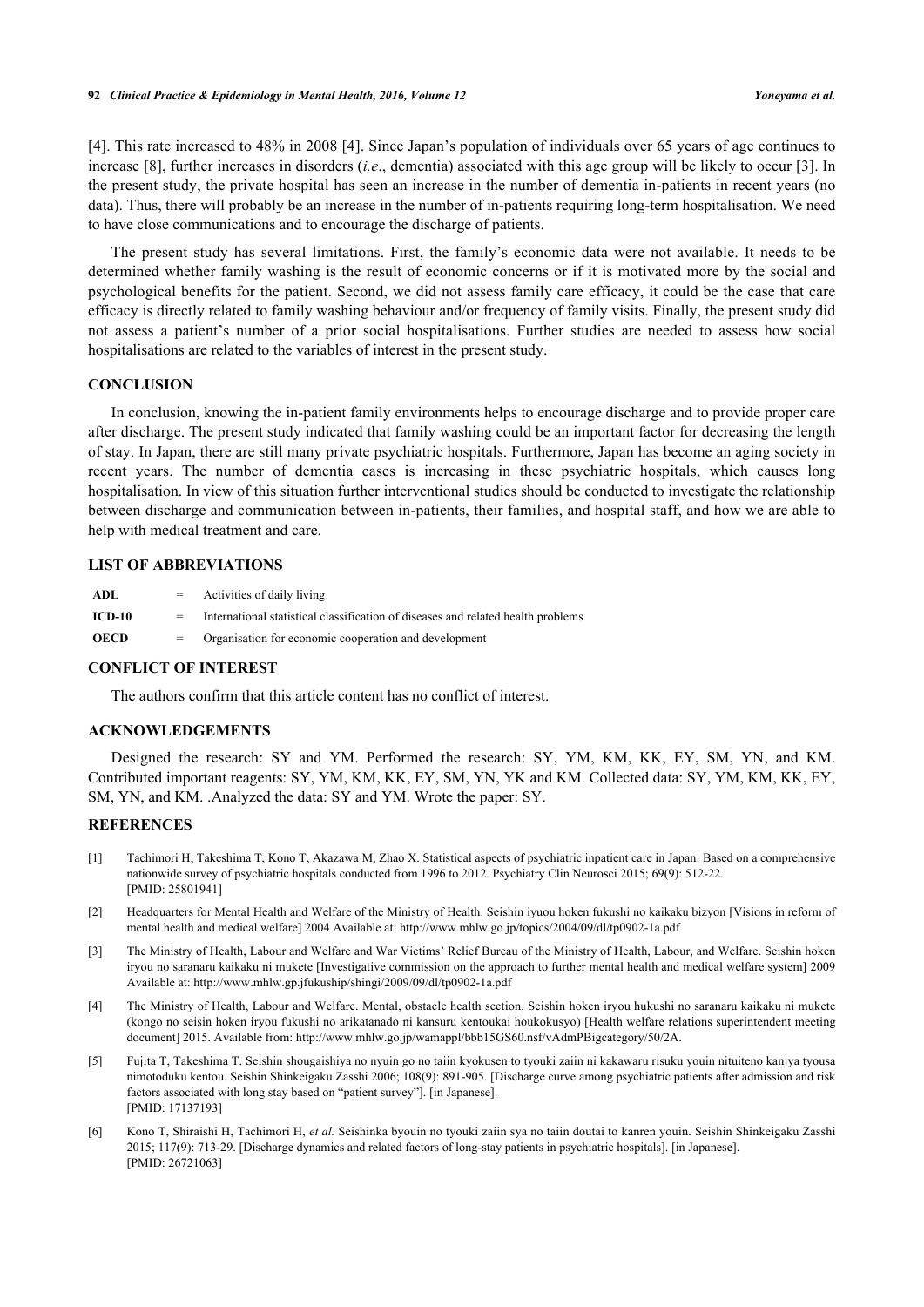[4]. This rate increased to 48% in 2008 [4]. Since Japan's population of individuals over 65 years of age continues to increase [8], further increases in disorders (*i.e*., dementia) associated with this age group will be likely to occur [3]. In the present study, the private hospital has seen an increase in the number of dementia in-patients in recent years (no data). Thus, there will probably be an increase in the number of in-patients requiring long-term hospitalisation. We need to have close communications and to encourage the discharge of patients.

The present study has several limitations. First, the family's economic data were not available. It needs to be determined whether family washing is the result of economic concerns or if it is motivated more by the social and psychological benefits for the patient. Second, we did not assess family care efficacy, it could be the case that care efficacy is directly related to family washing behaviour and/or frequency of family visits. Finally, the present study did not assess a patient's number of a prior social hospitalisations. Further studies are needed to assess how social hospitalisations are related to the variables of interest in the present study.

## CONCLUSION

In conclusion, knowing the in-patient family environments helps to encourage discharge and to provide proper care after discharge. The present study indicated that family washing could be an important factor for decreasing the length of stay. In Japan, there are still many private psychiatric hospitals. Furthermore, Japan has become an aging society in recent years. The number of dementia cases is increasing in these psychiatric hospitals, which causes long hospitalisation. In view of this situation further interventional studies should be conducted to investigate the relationship between discharge and communication between in-patients, their families, and hospital staff, and how we are able to help with medical treatment and care.

## LIST OF ABBREVIATIONS

| | | |
|---|---|---|
| **ADL** | = | Activities of daily living |
| **ICD-10** | = | International statistical classification of diseases and related health problems |
| **OECD** | = | Organisation for economic cooperation and development |

## CONFLICT OF INTEREST

The authors confirm that this article content has no conflict of interest.

## ACKNOWLEDGEMENTS

Designed the research: SY and YM. Performed the research: SY, YM, KM, KK, EY, SM, YN, and KM. Contributed important reagents: SY, YM, KM, KK, EY, SM, YN, YK and KM. Collected data: SY, YM, KM, KK, EY, SM, YN, and KM. .Analyzed the data: SY and YM. Wrote the paper: SY.

## REFERENCES

[1] Tachimori H, Takeshima T, Kono T, Akazawa M, Zhao X. Statistical aspects of psychiatric inpatient care in Japan: Based on a comprehensive nationwide survey of psychiatric hospitals conducted from 1996 to 2012. Psychiatry Clin Neurosci 2015; 69(9): 512-22. [PMID: 25801941]

[2] Headquarters for Mental Health and Welfare of the Ministry of Health. Seishin iyuou hoken fukushi no kaikaku bizyon [Visions in reform of mental health and medical welfare] 2004 Available at: http://www.mhlw.go.jp/topics/2004/09/dl/tp0902-1a.pdf

[3] The Ministry of Health, Labour and Welfare and War Victims' Relief Bureau of the Ministry of Health, Labour, and Welfare. Seishin hoken iryou no saranaru kaikaku ni mukete [Investigative commission on the approach to further mental health and medical welfare system] 2009 Available at: http://www.mhlw.gp.jfukuship/shingi/2009/09/dl/tp0902-1a.pdf

[4] The Ministry of Health, Labour and Welfare. Mental, obstacle health section. Seishin hoken iryou hukushi no saranaru kaikaku ni mukete (kongo no seisin hoken iryou fukushi no arikatanado ni kansuru kentoukai houkokusyo) [Health welfare relations superintendent meeting document] 2015. Available from: http://www.mhlw.go.jp/wamappl/bbb15GS60.nsf/vAdmPBigcategory/50/2A.

[5] Fujita T, Takeshima T. Seishin shougaishiya no nyuin go no taiin kyokusen to tyouki zaiin ni kakawaru risuku youin nituiteno kanjya tyousa nimotoduku kentou. Seishin Shinkeigaku Zasshi 2006; 108(9): 891-905. [Discharge curve among psychiatric patients after admission and risk factors associated with long stay based on "patient survey"]. [in Japanese]. [PMID: 17137193]

[6] Kono T, Shiraishi H, Tachimori H, *et al.* Seishinka byouin no tyouki zaiin sya no taiin doutai to kanren youin. Seishin Shinkeigaku Zasshi 2015; 117(9): 713-29. [Discharge dynamics and related factors of long-stay patients in psychiatric hospitals]. [in Japanese]. [PMID: 26721063]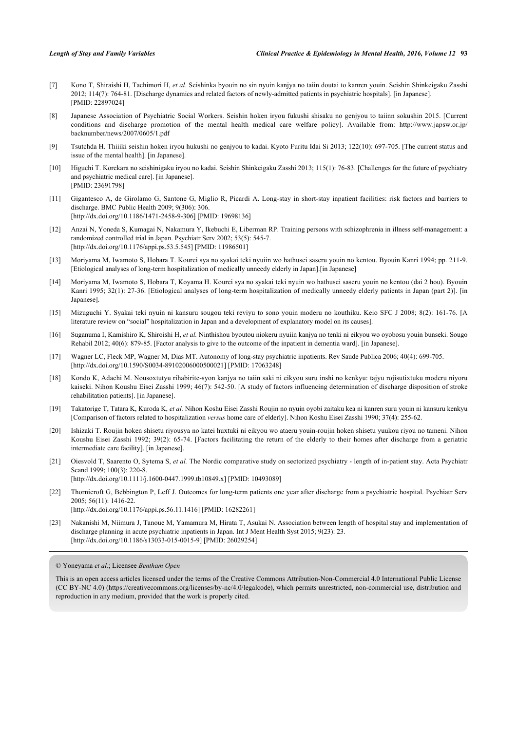[7] Kono T, Shiraishi H, Tachimori H, *et al.* Seishinka byouin no sin nyuin kanjya no taiin doutai to kanren youin. Seishin Shinkeigaku Zasshi 2012; 114(7): 764-81. [Discharge dynamics and related factors of newly-admitted patients in psychiatric hospitals]. [in Japanese]. [PMID: 22897024]

[8] Japanese Association of Psychiatric Social Workers. Seishin hoken iryou fukushi shisaku no genjyou to taiinn sokushin 2015. [Current conditions and discharge promotion of the mental health medical care welfare policy]. Available from: http://www.japsw.or.jp/backnumber/news/2007/0605/1.pdf

[9] Tsutchda H. Thiiiki seishin hoken iryou hukushi no genjyou to kadai. Kyoto Furitu Idai Si 2013; 122(10): 697-705. [The current status and issue of the mental health]. [in Japanese].

[10] Higuchi T. Korekara no seishinigaku iryou no kadai. Seishin Shinkeigaku Zasshi 2013; 115(1): 76-83. [Challenges for the future of psychiatry and psychiatric medical care]. [in Japanese]. [PMID: 23691798]

[11] Gigantesco A, de Girolamo G, Santone G, Miglio R, Picardi A. Long-stay in short-stay inpatient facilities: risk factors and barriers to discharge. BMC Public Health 2009; 9(306): 306. [http://dx.doi.org/10.1186/1471-2458-9-306] [PMID: 19698136]

[12] Anzai N, Yoneda S, Kumagai N, Nakamura Y, Ikebuchi E, Liberman RP. Training persons with schizophrenia in illness self-management: a randomized controlled trial in Japan. Psychiatr Serv 2002; 53(5): 545-7. [http://dx.doi.org/10.1176/appi.ps.53.5.545] [PMID: 11986501]

[13] Moriyama M, Iwamoto S, Hobara T. Kourei sya no syakai teki nyuiin wo hathusei saseru youin no kentou. Byouin Kanri 1994; pp. 211-9. [Etiological analyses of long-term hospitalization of medically unneedy elderly in Japan].[in Japanese]

[14] Moriyama M, Iwamoto S, Hobara T, Koyama H. Kourei sya no syakai teki nyuin wo hathusei saseru youin no kentou (dai 2 hou). Byouin Kanri 1995; 32(1): 27-36. [Etiological analyses of long-term hospitalization of medically unneedy elderly patients in Japan (part 2)]. [in Japanese].

[15] Mizuguchi Y. Syakai teki nyuin ni kansuru sougou teki reviyu to sono youin moderu no kouthiku. Keio SFC J 2008; 8(2): 161-76. [A literature review on "social" hospitalization in Japan and a development of explanatory model on its causes].

[16] Suganuma I, Kamishiro K, Shiroishi H, *et al.* Ninthishou byoutou niokeru nyuiin kanjya no tenki ni eikyou wo oyobosu youin bunseki. Sougo Rehabil 2012; 40(6): 879-85. [Factor analysis to give to the outcome of the inpatient in dementia ward]. [in Japanese].

[17] Wagner LC, Fleck MP, Wagner M, Dias MT. Autonomy of long-stay psychiatric inpatients. Rev Saude Publica 2006; 40(4): 699-705. [http://dx.doi.org/10.1590/S0034-89102006000500021] [PMID: 17063248]

[18] Kondo K, Adachi M. Nousoxtutyu rihabirite-syon kanjya no taiin saki ni eikyou suru inshi no kenkyu: tajyu rojisutixtuku moderu niyoru kaiseki. Nihon Koushu Eisei Zasshi 1999; 46(7): 542-50. [A study of factors influencing determination of discharge disposition of stroke rehabilitation patients]. [in Japanese].

[19] Takatorige T, Tatara K, Kuroda K, *et al.* Nihon Koshu Eisei Zasshi Roujin no nyuin oyobi zaitaku kea ni kanren suru youin ni kansuru kenkyu [Comparison of factors related to hospitalization *versus* home care of elderly]. Nihon Koshu Eisei Zasshi 1990; 37(4): 255-62.

[20] Ishizaki T. Roujin hoken shisetu riyousya no katei huxtuki ni eikyou wo ataeru youin-roujin hoken shisetu yuukou riyou no tameni. Nihon Koushu Eisei Zasshi 1992; 39(2): 65-74. [Factors facilitating the return of the elderly to their homes after discharge from a geriatric intermediate care facility]. [in Japanese].

[21] Oiesvold T, Saarento O, Sytema S, *et al.* The Nordic comparative study on sectorized psychiatry - length of in-patient stay. Acta Psychiatr Scand 1999; 100(3): 220-8. [http://dx.doi.org/10.1111/j.1600-0447.1999.tb10849.x] [PMID: 10493089]

[22] Thornicroft G, Bebbington P, Leff J. Outcomes for long-term patients one year after discharge from a psychiatric hospital. Psychiatr Serv 2005; 56(11): 1416-22. [http://dx.doi.org/10.1176/appi.ps.56.11.1416] [PMID: 16282261]

[23] Nakanishi M, Niimura J, Tanoue M, Yamamura M, Hirata T, Asukai N. Association between length of hospital stay and implementation of discharge planning in acute psychiatric inpatients in Japan. Int J Ment Health Syst 2015; 9(23): 23. [http://dx.doi.org/10.1186/s13033-015-0015-9] [PMID: 26029254]

© Yoneyama *et al.*; Licensee *Bentham Open*

This is an open access articles licensed under the terms of the Creative Commons Attribution-Non-Commercial 4.0 International Public License (CC BY-NC 4.0) (https://creativecommons.org/licenses/by-nc/4.0/legalcode), which permits unrestricted, non-commercial use, distribution and reproduction in any medium, provided that the work is properly cited.